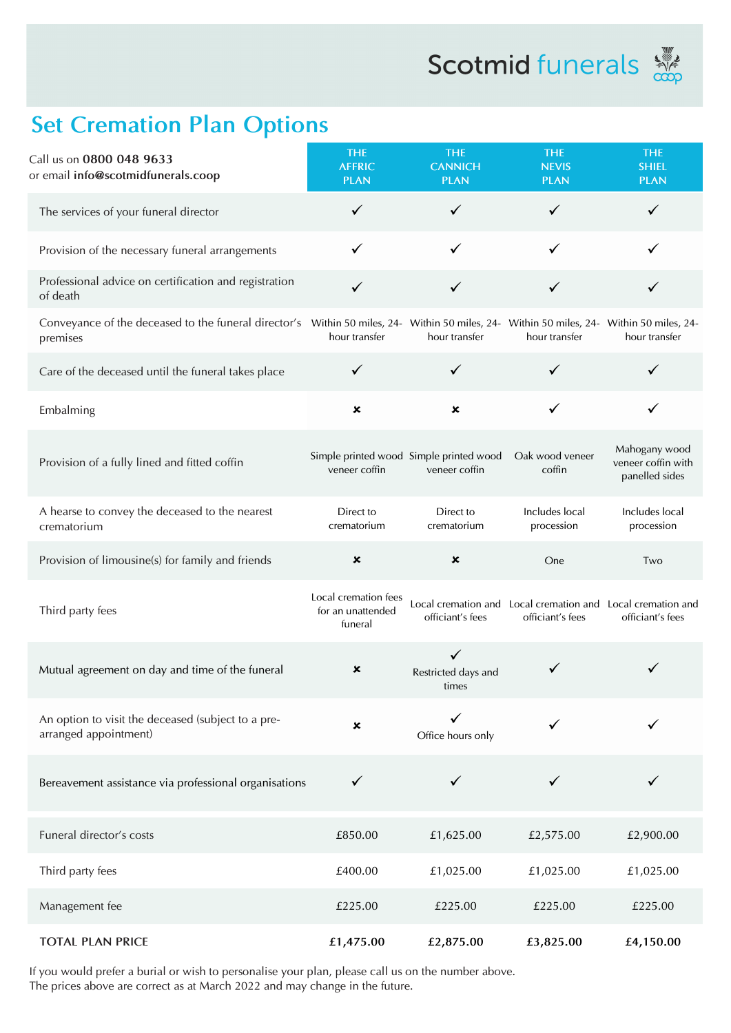Scotmid funerals

# Set Cremation Plan Options

| Call us on **0800 048 9633** or email **info@scotmidfunerals.coop** | THE AFFRIC PLAN | THE CANNICH PLAN | THE NEVIS PLAN | THE SHIEL PLAN |
|---|---|---|---|---|
| The services of your funeral director | ✓ | ✓ | ✓ | ✓ |
| Provision of the necessary funeral arrangements | ✓ | ✓ | ✓ | ✓ |
| Professional advice on certification and registration of death | ✓ | ✓ | ✓ | ✓ |
| Conveyance of the deceased to the funeral director's premises | Within 50 miles, 24-hour transfer | Within 50 miles, 24-hour transfer | Within 50 miles, 24-hour transfer | Within 50 miles, 24-hour transfer |
| Care of the deceased until the funeral takes place | ✓ | ✓ | ✓ | ✓ |
| Embalming | ✗ | ✗ | ✓ | ✓ |
| Provision of a fully lined and fitted coffin | Simple printed wood veneer coffin | Simple printed wood veneer coffin | Oak wood veneer coffin | Mahogany wood veneer coffin with panelled sides |
| A hearse to convey the deceased to the nearest crematorium | Direct to crematorium | Direct to crematorium | Includes local procession | Includes local procession |
| Provision of limousine(s) for family and friends | ✗ | ✗ | One | Two |
| Third party fees | Local cremation fees for an unattended funeral | Local cremation and officiant's fees | Local cremation and officiant's fees | Local cremation and officiant's fees |
| Mutual agreement on day and time of the funeral | ✗ | ✓ Restricted days and times | ✓ | ✓ |
| An option to visit the deceased (subject to a pre-arranged appointment) | ✗ | ✓ Office hours only | ✓ | ✓ |
| Bereavement assistance via professional organisations | ✓ | ✓ | ✓ | ✓ |
| Funeral director's costs | £850.00 | £1,625.00 | £2,575.00 | £2,900.00 |
| Third party fees | £400.00 | £1,025.00 | £1,025.00 | £1,025.00 |
| Management fee | £225.00 | £225.00 | £225.00 | £225.00 |
| **TOTAL PLAN PRICE** | **£1,475.00** | **£2,875.00** | **£3,825.00** | **£4,150.00** |

If you would prefer a burial or wish to personalise your plan, please call us on the number above.
The prices above are correct as at March 2022 and may change in the future.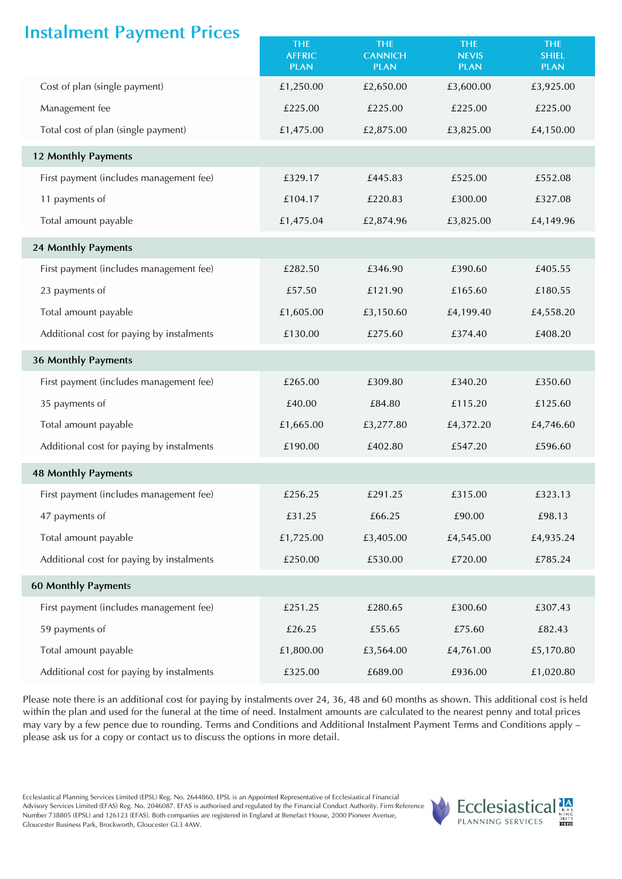# Instalment Payment Prices

| | THE AFFRIC PLAN | THE CANNICH PLAN | THE NEVIS PLAN | THE SHIEL PLAN |
|---|---|---|---|---|
| Cost of plan (single payment) | £1,250.00 | £2,650.00 | £3,600.00 | £3,925.00 |
| Management fee | £225.00 | £225.00 | £225.00 | £225.00 |
| Total cost of plan (single payment) | £1,475.00 | £2,875.00 | £3,825.00 | £4,150.00 |
| **12 Monthly Payments** | | | | |
| First payment (includes management fee) | £329.17 | £445.83 | £525.00 | £552.08 |
| 11 payments of | £104.17 | £220.83 | £300.00 | £327.08 |
| Total amount payable | £1,475.04 | £2,874.96 | £3,825.00 | £4,149.96 |
| **24 Monthly Payments** | | | | |
| First payment (includes management fee) | £282.50 | £346.90 | £390.60 | £405.55 |
| 23 payments of | £57.50 | £121.90 | £165.60 | £180.55 |
| Total amount payable | £1,605.00 | £3,150.60 | £4,199.40 | £4,558.20 |
| Additional cost for paying by instalments | £130.00 | £275.60 | £374.40 | £408.20 |
| **36 Monthly Payments** | | | | |
| First payment (includes management fee) | £265.00 | £309.80 | £340.20 | £350.60 |
| 35 payments of | £40.00 | £84.80 | £115.20 | £125.60 |
| Total amount payable | £1,665.00 | £3,277.80 | £4,372.20 | £4,746.60 |
| Additional cost for paying by instalments | £190.00 | £402.80 | £547.20 | £596.60 |
| **48 Monthly Payments** | | | | |
| First payment (includes management fee) | £256.25 | £291.25 | £315.00 | £323.13 |
| 47 payments of | £31.25 | £66.25 | £90.00 | £98.13 |
| Total amount payable | £1,725.00 | £3,405.00 | £4,545.00 | £4,935.24 |
| Additional cost for paying by instalments | £250.00 | £530.00 | £720.00 | £785.24 |
| **60 Monthly Payments** | | | | |
| First payment (includes management fee) | £251.25 | £280.65 | £300.60 | £307.43 |
| 59 payments of | £26.25 | £55.65 | £75.60 | £82.43 |
| Total amount payable | £1,800.00 | £3,564.00 | £4,761.00 | £5,170.80 |
| Additional cost for paying by instalments | £325.00 | £689.00 | £936.00 | £1,020.80 |

Please note there is an additional cost for paying by instalments over 24, 36, 48 and 60 months as shown. This additional cost is held within the plan and used for the funeral at the time of need. Instalment amounts are calculated to the nearest penny and total prices may vary by a few pence due to rounding. Terms and Conditions and Additional Instalment Payment Terms and Conditions apply – please ask us for a copy or contact us to discuss the options in more detail.

Ecclesiastical Planning Services Limited (EPSL) Reg. No. 2644860. EPSL is an Appointed Representative of Ecclesiastical Financial Advisory Services Limited (EFAS) Reg. No. 2046087. EFAS is authorised and regulated by the Financial Conduct Authority. Firm Reference Number 738805 (EPSL) and 126123 (EFAS). Both companies are registered in England at Benefact House, 2000 Pioneer Avenue, Gloucester Business Park, Brockworth, Gloucester GL3 4AW.

Ecclesiastical
PLANNING SERVICES